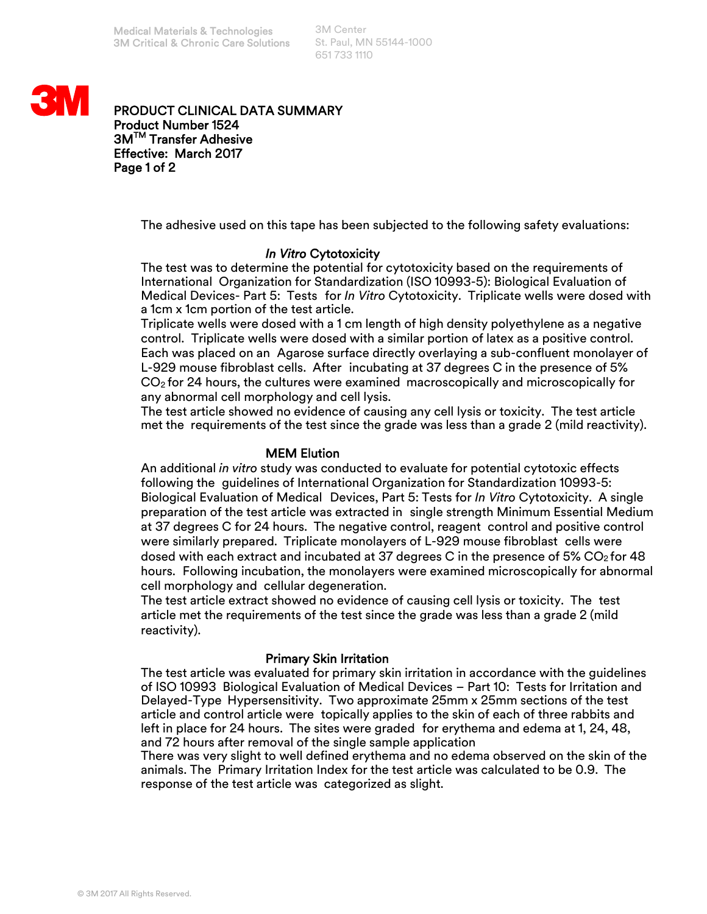Medical Materials & Technologies
3M Critical & Chronic Care Solutions

3M Center
St. Paul, MN 55144-1000
651 733 1110

# PRODUCT CLINICAL DATA SUMMARY
**Product Number 1524**
**3M™ Transfer Adhesive**
**Effective: March 2017**

The adhesive used on this tape has been subjected to the following safety evaluations:

## *In Vitro* Cytotoxicity

The test was to determine the potential for cytotoxicity based on the requirements of International Organization for Standardization (ISO 10993-5): Biological Evaluation of Medical Devices- Part 5: Tests for *In Vitro* Cytotoxicity. Triplicate wells were dosed with a 1cm x 1cm portion of the test article.
Triplicate wells were dosed with a 1 cm length of high density polyethylene as a negative control. Triplicate wells were dosed with a similar portion of latex as a positive control. Each was placed on an Agarose surface directly overlaying a sub-confluent monolayer of L-929 mouse fibroblast cells. After incubating at 37 degrees C in the presence of 5% $CO_2$ for 24 hours, the cultures were examined macroscopically and microscopically for any abnormal cell morphology and cell lysis.
The test article showed no evidence of causing any cell lysis or toxicity. The test article met the requirements of the test since the grade was less than a grade 2 (mild reactivity).

## MEM Elution

An additional *in vitro* study was conducted to evaluate for potential cytotoxic effects following the guidelines of International Organization for Standardization 10993-5: Biological Evaluation of Medical Devices, Part 5: Tests for *In Vitro* Cytotoxicity. A single preparation of the test article was extracted in single strength Minimum Essential Medium at 37 degrees C for 24 hours. The negative control, reagent control and positive control were similarly prepared. Triplicate monolayers of L-929 mouse fibroblast cells were dosed with each extract and incubated at 37 degrees C in the presence of 5% $CO_2$ for 48 hours. Following incubation, the monolayers were examined microscopically for abnormal cell morphology and cellular degeneration.
The test article extract showed no evidence of causing cell lysis or toxicity. The test article met the requirements of the test since the grade was less than a grade 2 (mild reactivity).

## Primary Skin Irritation

The test article was evaluated for primary skin irritation in accordance with the guidelines of ISO 10993 Biological Evaluation of Medical Devices – Part 10: Tests for Irritation and Delayed-Type Hypersensitivity. Two approximate 25mm x 25mm sections of the test article and control article were topically applies to the skin of each of three rabbits and left in place for 24 hours. The sites were graded for erythema and edema at 1, 24, 48, and 72 hours after removal of the single sample application
There was very slight to well defined erythema and no edema observed on the skin of the animals. The Primary Irritation Index for the test article was calculated to be 0.9. The response of the test article was categorized as slight.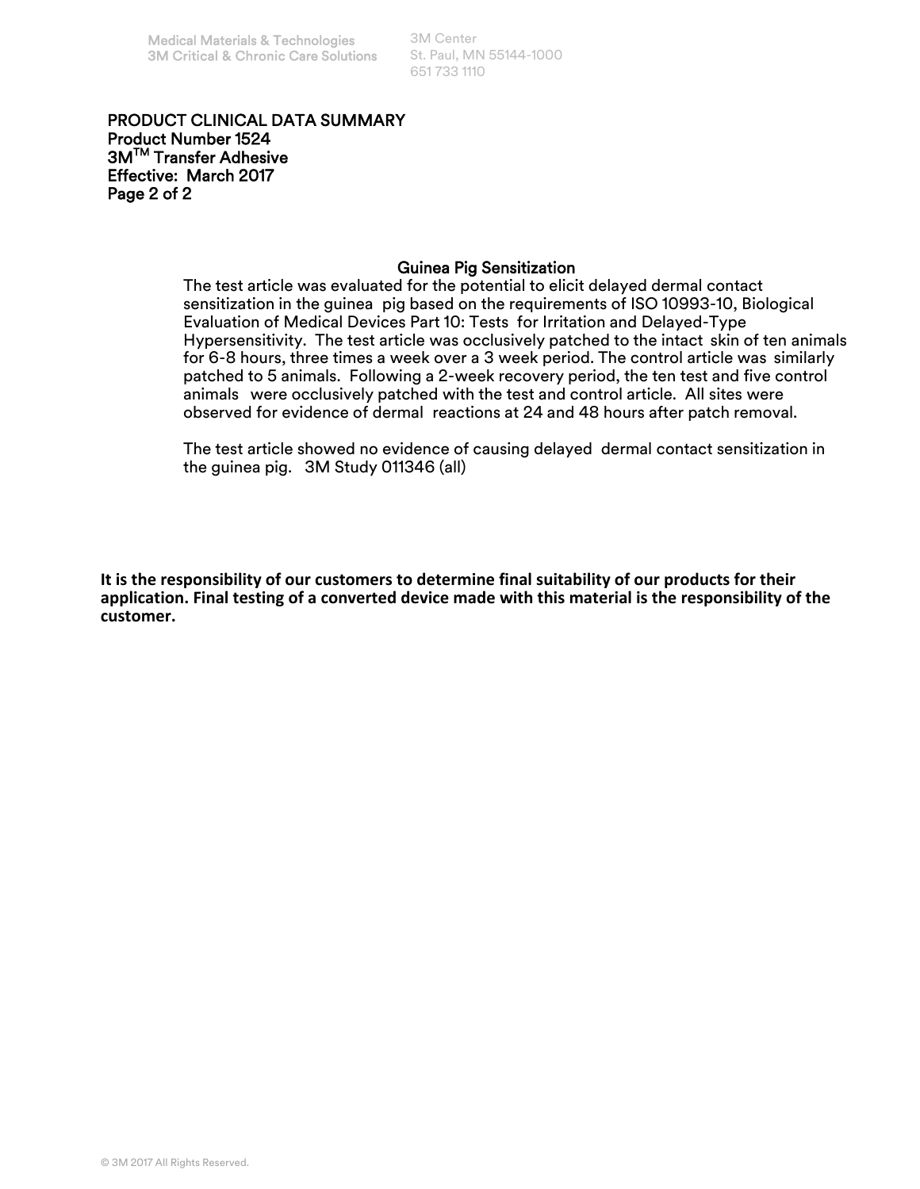## Guinea Pig Sensitization

The test article was evaluated for the potential to elicit delayed dermal contact sensitization in the guinea pig based on the requirements of ISO 10993-10, Biological Evaluation of Medical Devices Part 10: Tests for Irritation and Delayed-Type Hypersensitivity. The test article was occlusively patched to the intact skin of ten animals for 6-8 hours, three times a week over a 3 week period. The control article was similarly patched to 5 animals. Following a 2-week recovery period, the ten test and five control animals were occlusively patched with the test and control article. All sites were observed for evidence of dermal reactions at 24 and 48 hours after patch removal.

The test article showed no evidence of causing delayed dermal contact sensitization in the guinea pig. 3M Study 011346 (all)

**It is the responsibility of our customers to determine final suitability of our products for their application. Final testing of a converted device made with this material is the responsibility of the customer.**